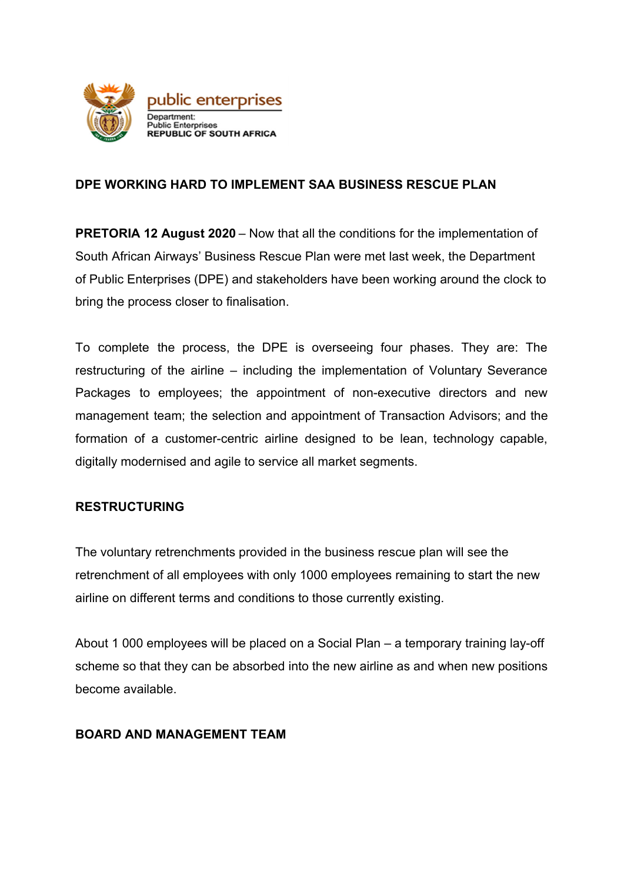public enterprises

Department:
Public Enterprises
REPUBLIC OF SOUTH AFRICA

# DPE WORKING HARD TO IMPLEMENT SAA BUSINESS RESCUE PLAN

**PRETORIA 12 August 2020** – Now that all the conditions for the implementation of South African Airways' Business Rescue Plan were met last week, the Department of Public Enterprises (DPE) and stakeholders have been working around the clock to bring the process closer to finalisation.

To complete the process, the DPE is overseeing four phases. They are: The restructuring of the airline – including the implementation of Voluntary Severance Packages to employees; the appointment of non-executive directors and new management team; the selection and appointment of Transaction Advisors; and the formation of a customer-centric airline designed to be lean, technology capable, digitally modernised and agile to service all market segments.

## RESTRUCTURING

The voluntary retrenchments provided in the business rescue plan will see the retrenchment of all employees with only 1000 employees remaining to start the new airline on different terms and conditions to those currently existing.

About 1 000 employees will be placed on a Social Plan – a temporary training lay-off scheme so that they can be absorbed into the new airline as and when new positions become available.

## BOARD AND MANAGEMENT TEAM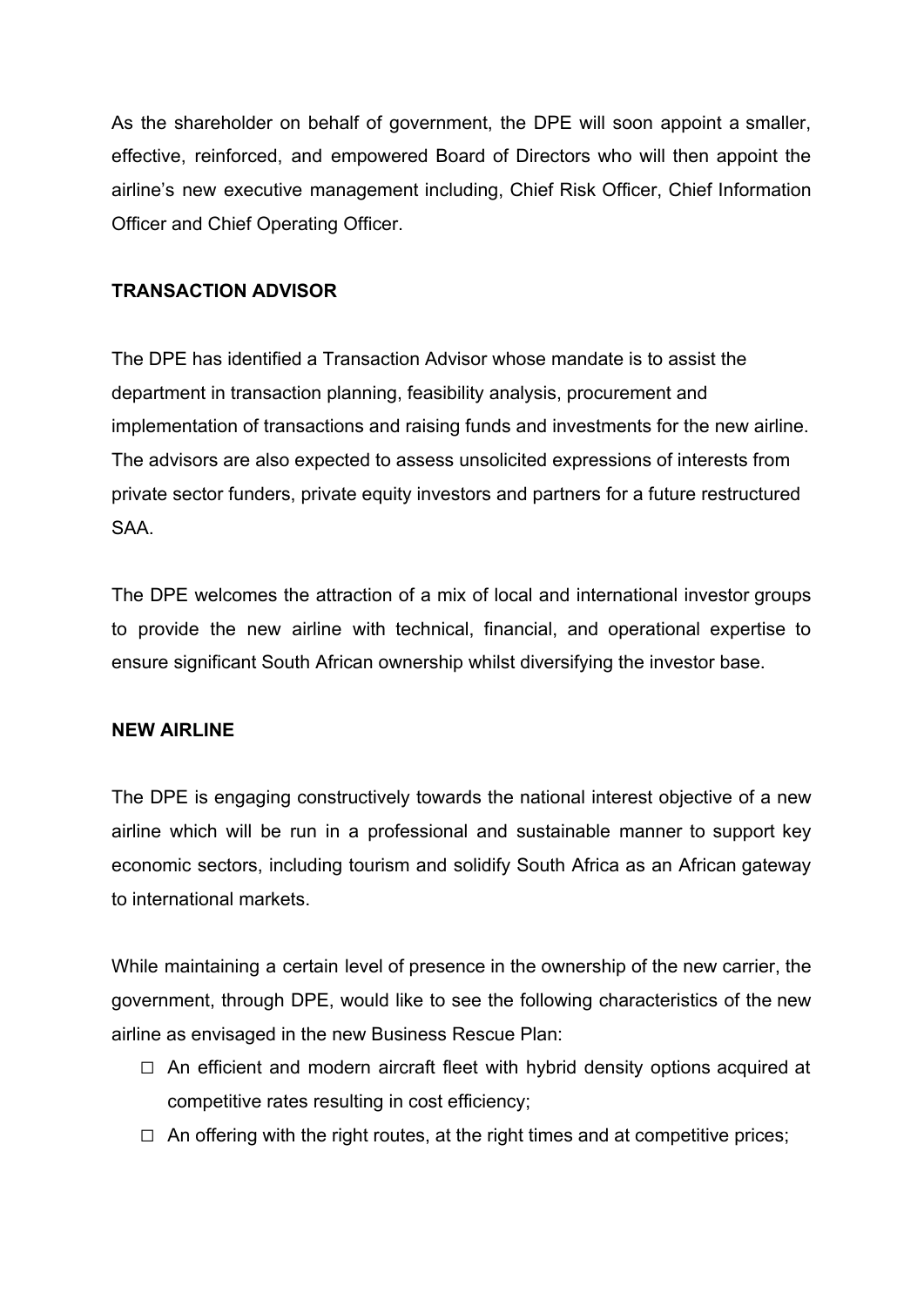As the shareholder on behalf of government, the DPE will soon appoint a smaller, effective, reinforced, and empowered Board of Directors who will then appoint the airline's new executive management including, Chief Risk Officer, Chief Information Officer and Chief Operating Officer.

**TRANSACTION ADVISOR**

The DPE has identified a Transaction Advisor whose mandate is to assist the department in transaction planning, feasibility analysis, procurement and implementation of transactions and raising funds and investments for the new airline. The advisors are also expected to assess unsolicited expressions of interests from private sector funders, private equity investors and partners for a future restructured SAA.

The DPE welcomes the attraction of a mix of local and international investor groups to provide the new airline with technical, financial, and operational expertise to ensure significant South African ownership whilst diversifying the investor base.

**NEW AIRLINE**

The DPE is engaging constructively towards the national interest objective of a new airline which will be run in a professional and sustainable manner to support key economic sectors, including tourism and solidify South Africa as an African gateway to international markets.

While maintaining a certain level of presence in the ownership of the new carrier, the government, through DPE, would like to see the following characteristics of the new airline as envisaged in the new Business Rescue Plan:

- An efficient and modern aircraft fleet with hybrid density options acquired at competitive rates resulting in cost efficiency;
- An offering with the right routes, at the right times and at competitive prices;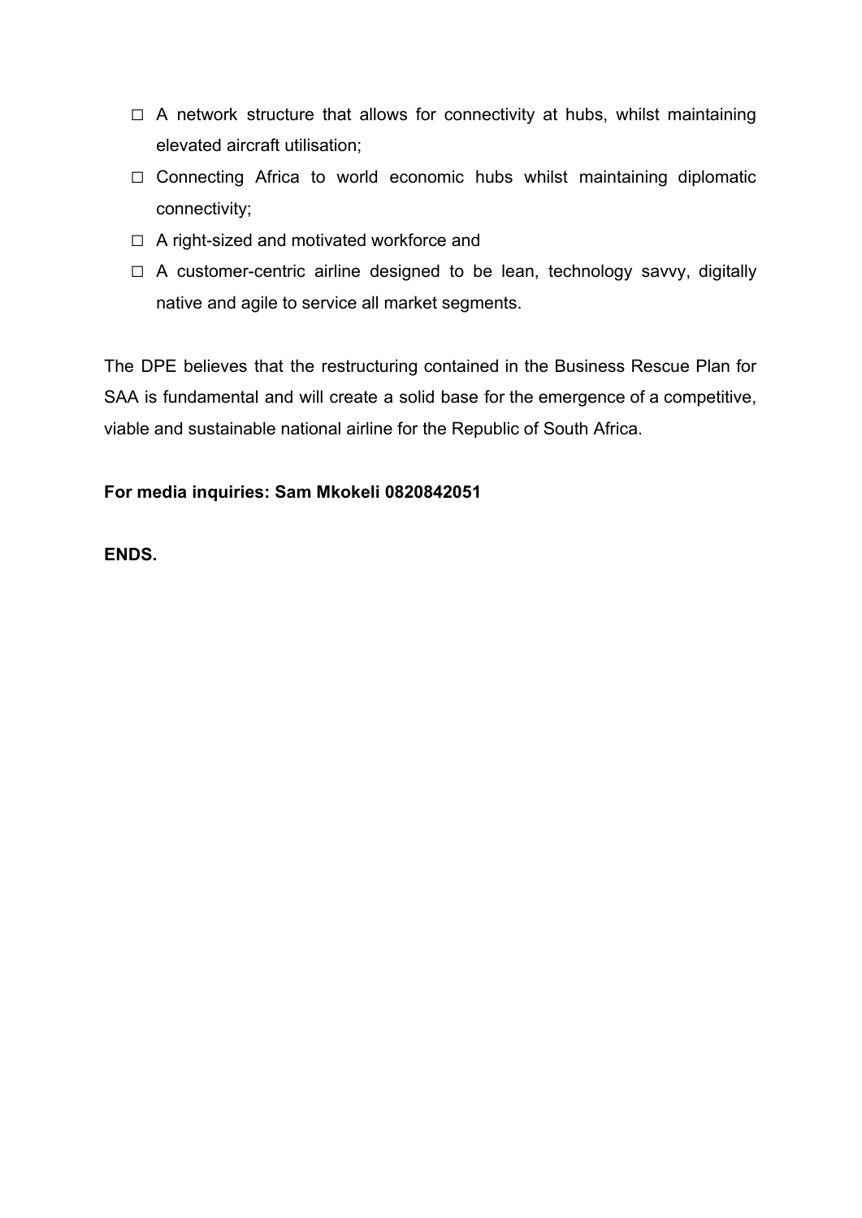- A network structure that allows for connectivity at hubs, whilst maintaining elevated aircraft utilisation;
- Connecting Africa to world economic hubs whilst maintaining diplomatic connectivity;
- A right-sized and motivated workforce and
- A customer-centric airline designed to be lean, technology savvy, digitally native and agile to service all market segments.

The DPE believes that the restructuring contained in the Business Rescue Plan for SAA is fundamental and will create a solid base for the emergence of a competitive, viable and sustainable national airline for the Republic of South Africa.

**For media inquiries: Sam Mkokeli 0820842051**

**ENDS.**